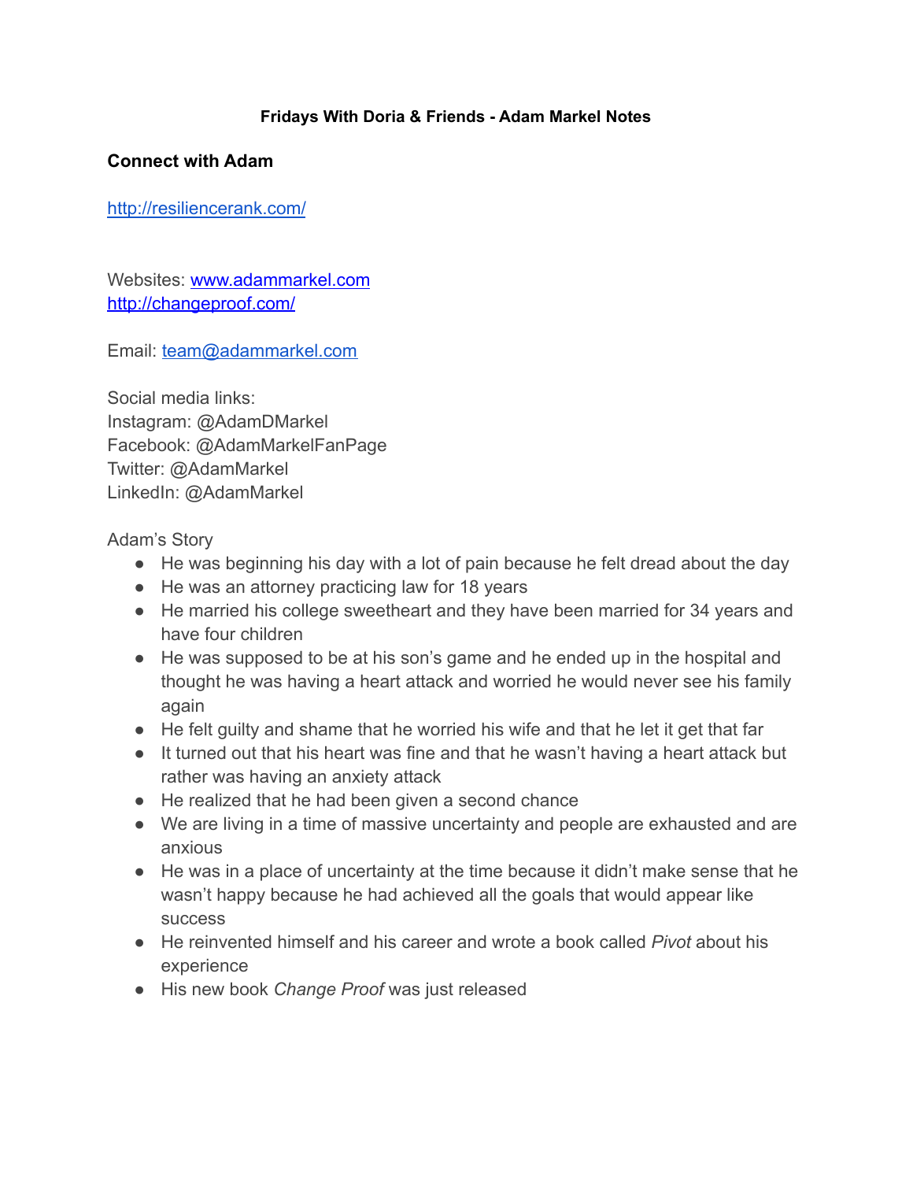**Fridays With Doria & Friends - Adam Markel Notes**

**Connect with Adam**

[http://resiliencerank.com/](http://resiliencerank.com/)

Websites: [www.adammarkel.com](http://www.adammarkel.com)
[http://changeproof.com/](http://changeproof.com/)

Email: [team@adammarkel.com](mailto:team@adammarkel.com)

Social media links:
Instagram: @AdamDMarkel
Facebook: @AdamMarkelFanPage
Twitter: @AdamMarkel
LinkedIn: @AdamMarkel

Adam's Story

- He was beginning his day with a lot of pain because he felt dread about the day
- He was an attorney practicing law for 18 years
- He married his college sweetheart and they have been married for 34 years and have four children
- He was supposed to be at his son's game and he ended up in the hospital and thought he was having a heart attack and worried he would never see his family again
- He felt guilty and shame that he worried his wife and that he let it get that far
- It turned out that his heart was fine and that he wasn't having a heart attack but rather was having an anxiety attack
- He realized that he had been given a second chance
- We are living in a time of massive uncertainty and people are exhausted and are anxious
- He was in a place of uncertainty at the time because it didn't make sense that he wasn't happy because he had achieved all the goals that would appear like success
- He reinvented himself and his career and wrote a book called *Pivot* about his experience
- His new book *Change Proof* was just released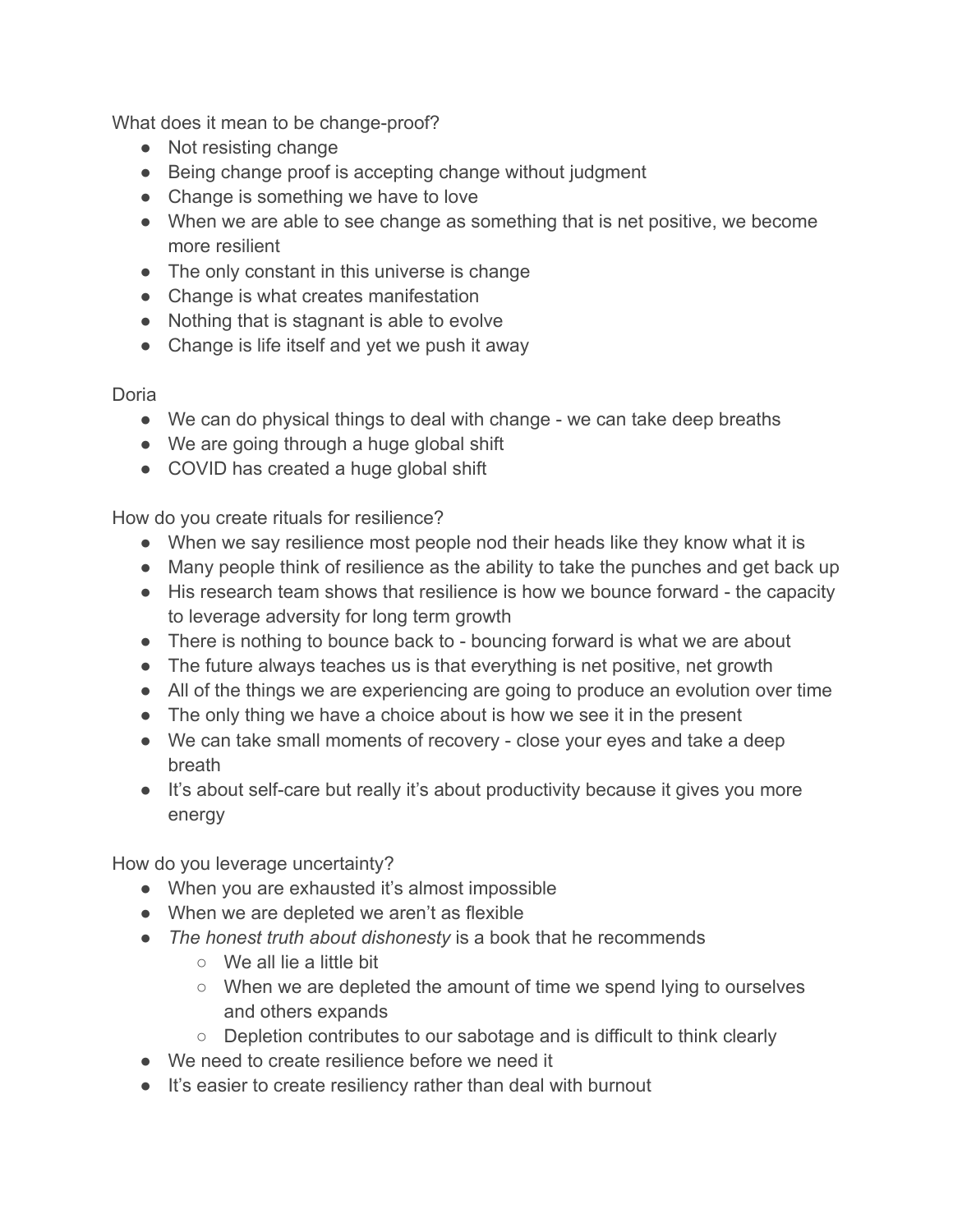What does it mean to be change-proof?

- Not resisting change
- Being change proof is accepting change without judgment
- Change is something we have to love
- When we are able to see change as something that is net positive, we become more resilient
- The only constant in this universe is change
- Change is what creates manifestation
- Nothing that is stagnant is able to evolve
- Change is life itself and yet we push it away

Doria

- We can do physical things to deal with change - we can take deep breaths
- We are going through a huge global shift
- COVID has created a huge global shift

How do you create rituals for resilience?

- When we say resilience most people nod their heads like they know what it is
- Many people think of resilience as the ability to take the punches and get back up
- His research team shows that resilience is how we bounce forward - the capacity to leverage adversity for long term growth
- There is nothing to bounce back to - bouncing forward is what we are about
- The future always teaches us is that everything is net positive, net growth
- All of the things we are experiencing are going to produce an evolution over time
- The only thing we have a choice about is how we see it in the present
- We can take small moments of recovery - close your eyes and take a deep breath
- It's about self-care but really it's about productivity because it gives you more energy

How do you leverage uncertainty?

- When you are exhausted it's almost impossible
- When we are depleted we aren't as flexible
- *The honest truth about dishonesty* is a book that he recommends
    - We all lie a little bit
    - When we are depleted the amount of time we spend lying to ourselves and others expands
    - Depletion contributes to our sabotage and is difficult to think clearly
- We need to create resilience before we need it
- It's easier to create resiliency rather than deal with burnout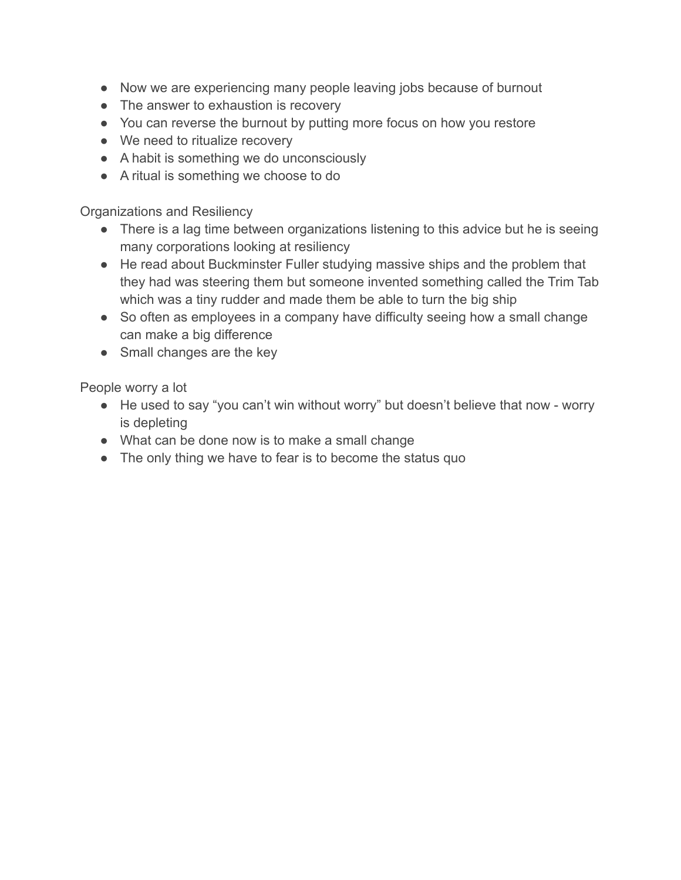- Now we are experiencing many people leaving jobs because of burnout
- The answer to exhaustion is recovery
- You can reverse the burnout by putting more focus on how you restore
- We need to ritualize recovery
- A habit is something we do unconsciously
- A ritual is something we choose to do

Organizations and Resiliency

- There is a lag time between organizations listening to this advice but he is seeing many corporations looking at resiliency
- He read about Buckminster Fuller studying massive ships and the problem that they had was steering them but someone invented something called the Trim Tab which was a tiny rudder and made them be able to turn the big ship
- So often as employees in a company have difficulty seeing how a small change can make a big difference
- Small changes are the key

People worry a lot

- He used to say "you can't win without worry" but doesn't believe that now - worry is depleting
- What can be done now is to make a small change
- The only thing we have to fear is to become the status quo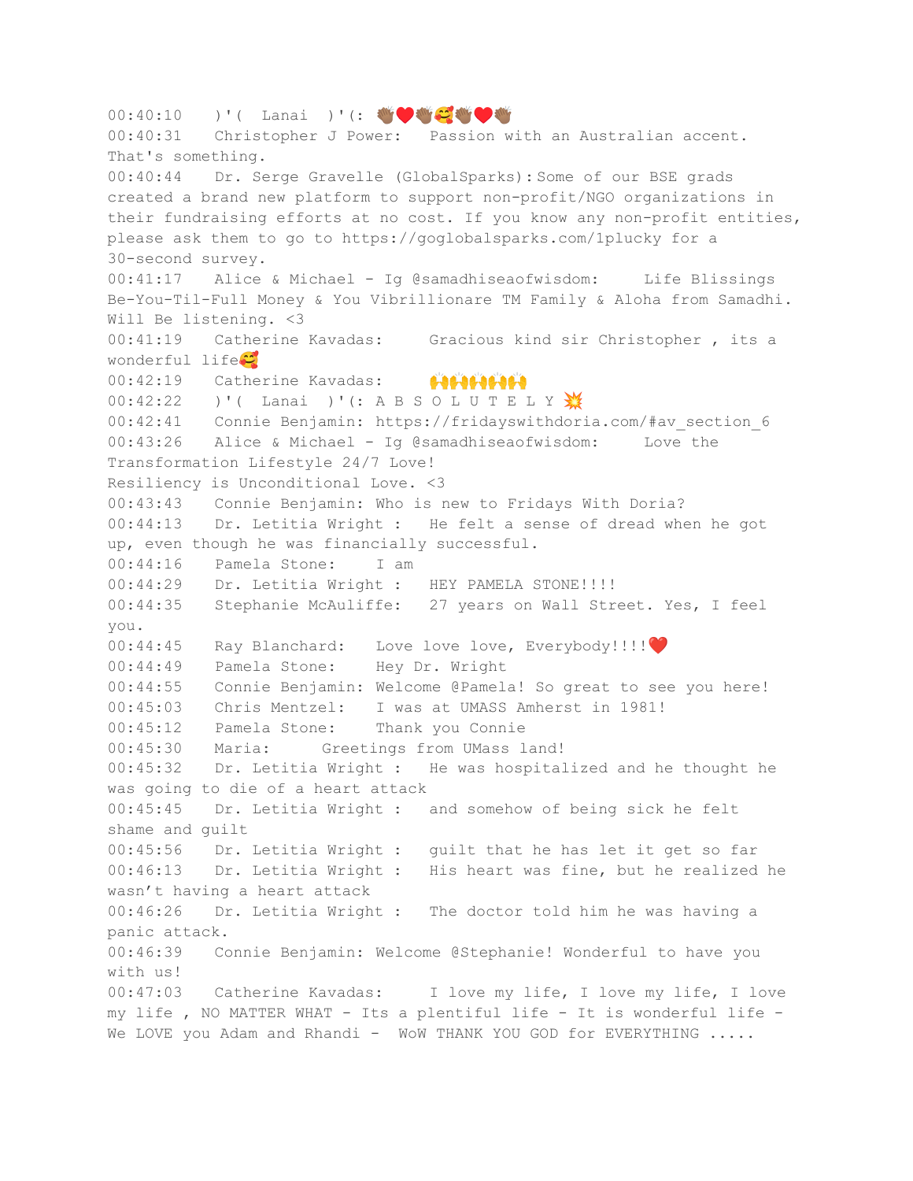00:40:10 )'( Lanai )'(: 👏🏾❤️👏🏾🥰👏🏾❤️👏🏾
00:40:31 Christopher J Power: Passion with an Australian accent. That's something.
00:40:44 Dr. Serge Gravelle (GlobalSparks): Some of our BSE grads created a brand new platform to support non-profit/NGO organizations in their fundraising efforts at no cost. If you know any non-profit entities, please ask them to go to https://goglobalsparks.com/1plucky for a 30-second survey.
00:41:17 Alice & Michael - Ig @samadhiseaofwisdom: Life Blissings Be-You-Til-Full Money & You Vibrillionare TM Family & Aloha from Samadhi. Will Be listening. <3
00:41:19 Catherine Kavadas: Gracious kind sir Christopher , its a wonderful life🥰
00:42:19 Catherine Kavadas: 🙌🙌🙌🙌🙌🙌
00:42:22 )'( Lanai )'(: A B S O L U T E L Y 💥
00:42:41 Connie Benjamin: https://fridayswithdoria.com/#av_section_6
00:43:26 Alice & Michael - Ig @samadhiseaofwisdom: Love the Transformation Lifestyle 24/7 Love!
Resiliency is Unconditional Love. <3
00:43:43 Connie Benjamin: Who is new to Fridays With Doria?
00:44:13 Dr. Letitia Wright : He felt a sense of dread when he got up, even though he was financially successful.
00:44:16 Pamela Stone: I am
00:44:29 Dr. Letitia Wright : HEY PAMELA STONE!!!!
00:44:35 Stephanie McAuliffe: 27 years on Wall Street. Yes, I feel you.
00:44:45 Ray Blanchard: Love love love, Everybody!!!!❤️
00:44:49 Pamela Stone: Hey Dr. Wright
00:44:55 Connie Benjamin: Welcome @Pamela! So great to see you here!
00:45:03 Chris Mentzel: I was at UMASS Amherst in 1981!
00:45:12 Pamela Stone: Thank you Connie
00:45:30 Maria: Greetings from UMass land!
00:45:32 Dr. Letitia Wright : He was hospitalized and he thought he was going to die of a heart attack
00:45:45 Dr. Letitia Wright : and somehow of being sick he felt shame and guilt
00:45:56 Dr. Letitia Wright : guilt that he has let it get so far
00:46:13 Dr. Letitia Wright : His heart was fine, but he realized he wasn't having a heart attack
00:46:26 Dr. Letitia Wright : The doctor told him he was having a panic attack.
00:46:39 Connie Benjamin: Welcome @Stephanie! Wonderful to have you with us!
00:47:03 Catherine Kavadas: I love my life, I love my life, I love my life , NO MATTER WHAT - Its a plentiful life - It is wonderful life - We LOVE you Adam and Rhandi - WoW THANK YOU GOD for EVERYTHING .....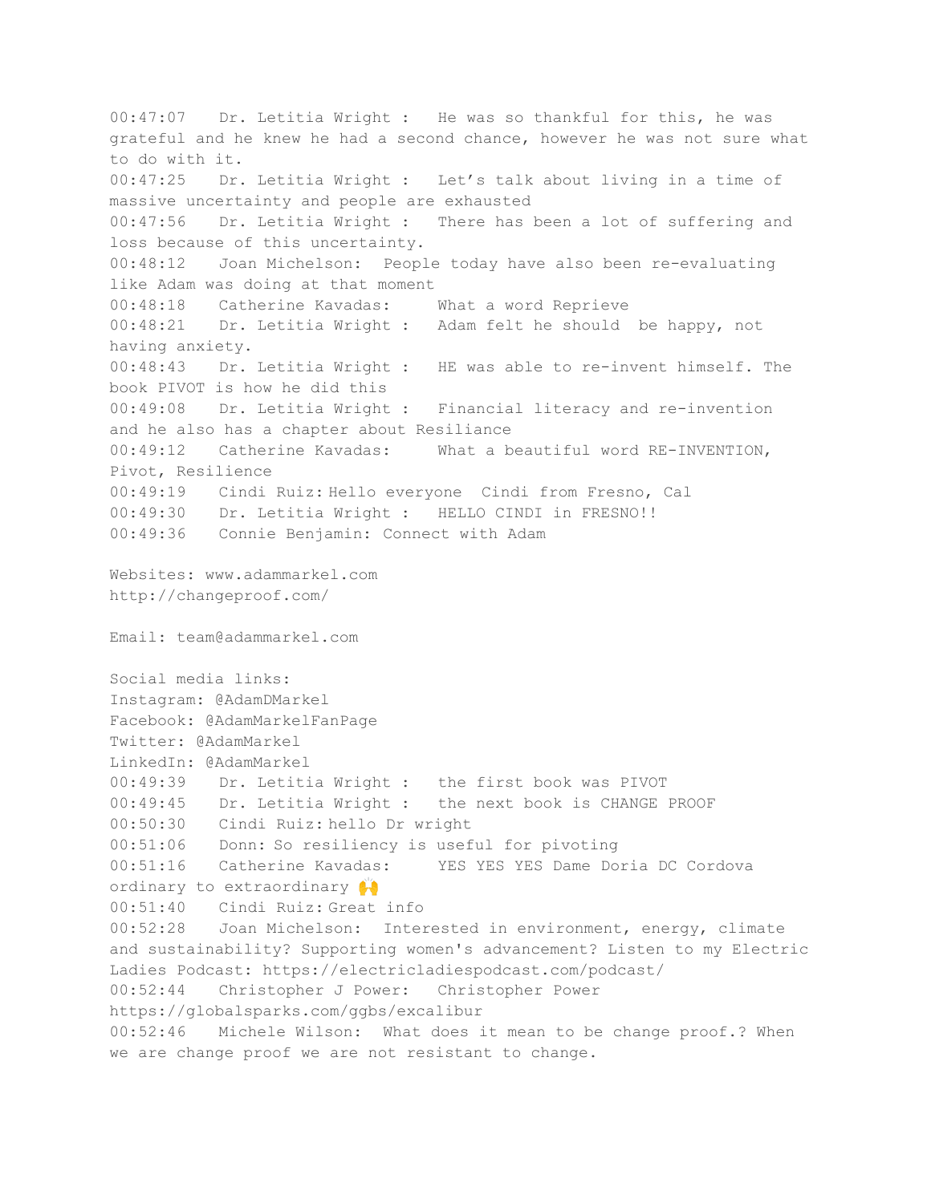00:47:07 Dr. Letitia Wright : He was so thankful for this, he was grateful and he knew he had a second chance, however he was not sure what to do with it.
00:47:25 Dr. Letitia Wright : Let's talk about living in a time of massive uncertainty and people are exhausted
00:47:56 Dr. Letitia Wright : There has been a lot of suffering and loss because of this uncertainty.
00:48:12 Joan Michelson: People today have also been re-evaluating like Adam was doing at that moment
00:48:18 Catherine Kavadas: What a word Reprieve
00:48:21 Dr. Letitia Wright : Adam felt he should be happy, not having anxiety.
00:48:43 Dr. Letitia Wright : HE was able to re-invent himself. The book PIVOT is how he did this
00:49:08 Dr. Letitia Wright : Financial literacy and re-invention and he also has a chapter about Resiliance
00:49:12 Catherine Kavadas: What a beautiful word RE-INVENTION, Pivot, Resilience
00:49:19 Cindi Ruiz: Hello everyone Cindi from Fresno, Cal
00:49:30 Dr. Letitia Wright : HELLO CINDI in FRESNO!!
00:49:36 Connie Benjamin: Connect with Adam

Websites: www.adammarkel.com
http://changeproof.com/

Email: team@adammarkel.com

Social media links:
Instagram: @AdamDMarkel
Facebook: @AdamMarkelFanPage
Twitter: @AdamMarkel
LinkedIn: @AdamMarkel
00:49:39 Dr. Letitia Wright : the first book was PIVOT
00:49:45 Dr. Letitia Wright : the next book is CHANGE PROOF
00:50:30 Cindi Ruiz: hello Dr wright
00:51:06 Donn: So resiliency is useful for pivoting
00:51:16 Catherine Kavadas: YES YES YES Dame Doria DC Cordova ordinary to extraordinary 🙌
00:51:40 Cindi Ruiz: Great info
00:52:28 Joan Michelson: Interested in environment, energy, climate and sustainability? Supporting women's advancement? Listen to my Electric Ladies Podcast: https://electricladiespodcast.com/podcast/
00:52:44 Christopher J Power: Christopher Power https://globalsparks.com/ggbs/excalibur
00:52:46 Michele Wilson: What does it mean to be change proof.? When we are change proof we are not resistant to change.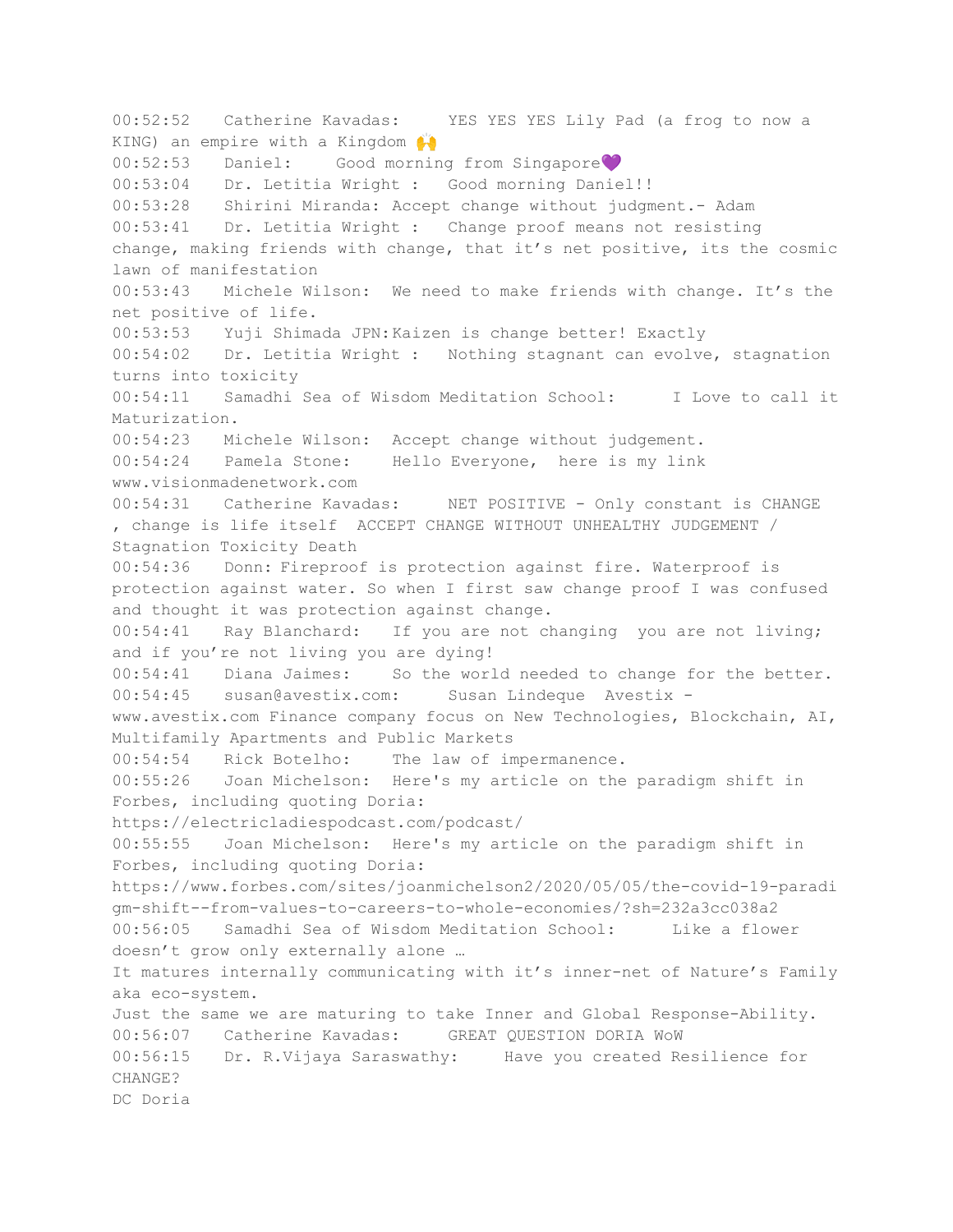00:52:52 Catherine Kavadas: YES YES YES Lily Pad (a frog to now a KING) an empire with a Kingdom 🙌
00:52:53 Daniel: Good morning from Singapore💜
00:53:04 Dr. Letitia Wright : Good morning Daniel!!
00:53:28 Shirini Miranda: Accept change without judgment.- Adam
00:53:41 Dr. Letitia Wright : Change proof means not resisting change, making friends with change, that it's net positive, its the cosmic lawn of manifestation
00:53:43 Michele Wilson: We need to make friends with change. It's the net positive of life.
00:53:53 Yuji Shimada JPN:Kaizen is change better! Exactly
00:54:02 Dr. Letitia Wright : Nothing stagnant can evolve, stagnation turns into toxicity
00:54:11 Samadhi Sea of Wisdom Meditation School: I Love to call it Maturization.
00:54:23 Michele Wilson: Accept change without judgement.
00:54:24 Pamela Stone: Hello Everyone, here is my link www.visionmadenetwork.com
00:54:31 Catherine Kavadas: NET POSITIVE - Only constant is CHANGE , change is life itself ACCEPT CHANGE WITHOUT UNHEALTHY JUDGEMENT / Stagnation Toxicity Death
00:54:36 Donn: Fireproof is protection against fire. Waterproof is protection against water. So when I first saw change proof I was confused and thought it was protection against change.
00:54:41 Ray Blanchard: If you are not changing you are not living; and if you're not living you are dying!
00:54:41 Diana Jaimes: So the world needed to change for the better.
00:54:45 susan@avestix.com: Susan Lindeque Avestix - www.avestix.com Finance company focus on New Technologies, Blockchain, AI, Multifamily Apartments and Public Markets
00:54:54 Rick Botelho: The law of impermanence.
00:55:26 Joan Michelson: Here's my article on the paradigm shift in Forbes, including quoting Doria:
https://electricladiespodcast.com/podcast/
00:55:55 Joan Michelson: Here's my article on the paradigm shift in Forbes, including quoting Doria:
https://www.forbes.com/sites/joanmichelson2/2020/05/05/the-covid-19-paradigm-shift--from-values-to-careers-to-whole-economies/?sh=232a3cc038a2
00:56:05 Samadhi Sea of Wisdom Meditation School: Like a flower doesn't grow only externally alone …
It matures internally communicating with it's inner-net of Nature's Family aka eco-system.
Just the same we are maturing to take Inner and Global Response-Ability.
00:56:07 Catherine Kavadas: GREAT QUESTION DORIA WoW
00:56:15 Dr. R.Vijaya Saraswathy: Have you created Resilience for CHANGE?
DC Doria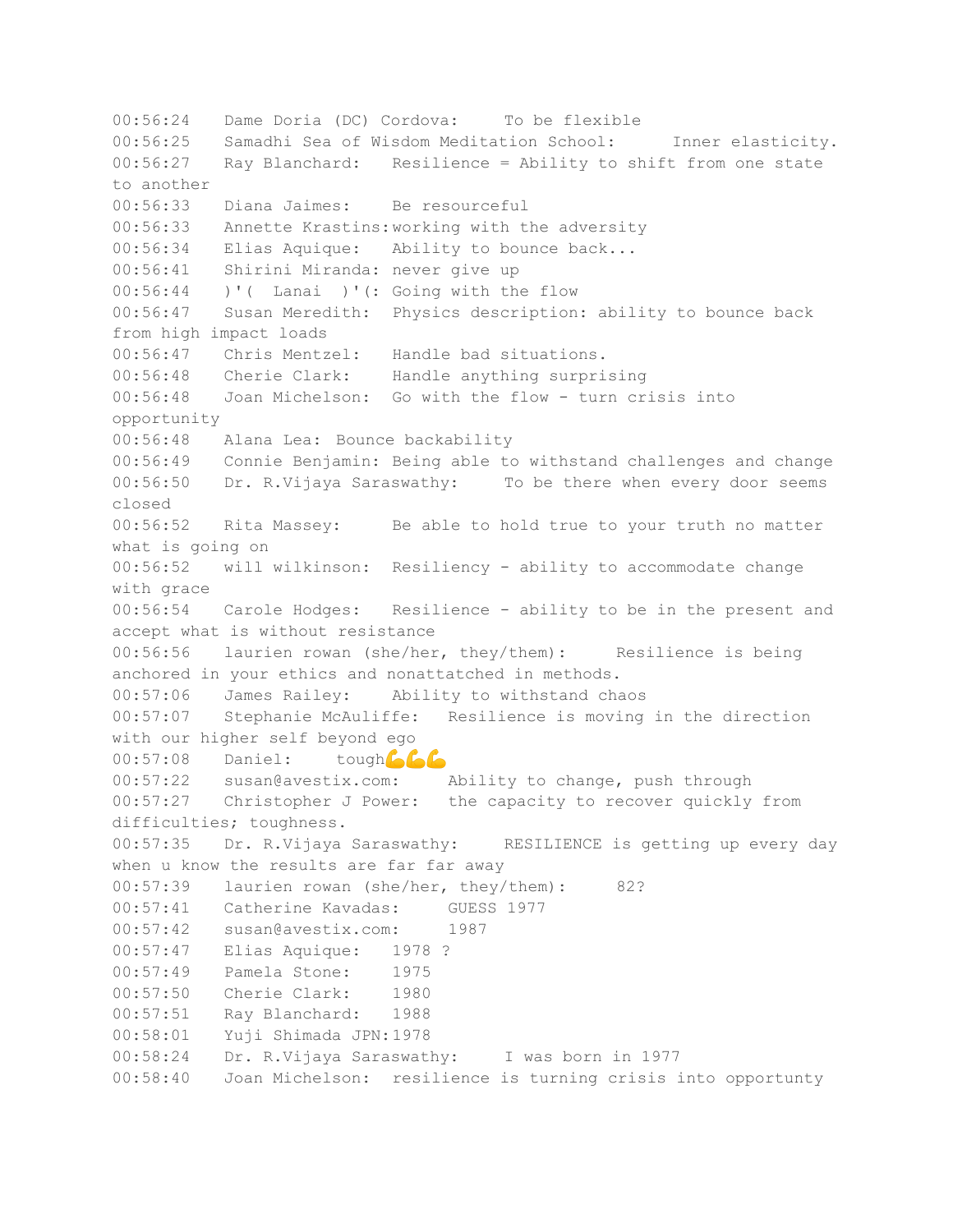00:56:24 Dame Doria (DC) Cordova: To be flexible
00:56:25 Samadhi Sea of Wisdom Meditation School: Inner elasticity.
00:56:27 Ray Blanchard: Resilience = Ability to shift from one state to another
00:56:33 Diana Jaimes: Be resourceful
00:56:33 Annette Krastins: working with the adversity
00:56:34 Elias Aquique: Ability to bounce back...
00:56:41 Shirini Miranda: never give up
00:56:44 )'( Lanai )'(: Going with the flow
00:56:47 Susan Meredith: Physics description: ability to bounce back from high impact loads
00:56:47 Chris Mentzel: Handle bad situations.
00:56:48 Cherie Clark: Handle anything surprising
00:56:48 Joan Michelson: Go with the flow - turn crisis into opportunity
00:56:48 Alana Lea: Bounce backability
00:56:49 Connie Benjamin: Being able to withstand challenges and change
00:56:50 Dr. R.Vijaya Saraswathy: To be there when every door seems closed
00:56:52 Rita Massey: Be able to hold true to your truth no matter what is going on
00:56:52 will wilkinson: Resiliency - ability to accommodate change with grace
00:56:54 Carole Hodges: Resilience - ability to be in the present and accept what is without resistance
00:56:56 laurien rowan (she/her, they/them): Resilience is being anchored in your ethics and nonattatched in methods.
00:57:06 James Railey: Ability to withstand chaos
00:57:07 Stephanie McAuliffe: Resilience is moving in the direction with our higher self beyond ego
00:57:08 Daniel: tough💪💪💪
00:57:22 susan@avestix.com: Ability to change, push through
00:57:27 Christopher J Power: the capacity to recover quickly from difficulties; toughness.
00:57:35 Dr. R.Vijaya Saraswathy: RESILIENCE is getting up every day when u know the results are far far away
00:57:39 laurien rowan (she/her, they/them): 82?
00:57:41 Catherine Kavadas: GUESS 1977
00:57:42 susan@avestix.com: 1987
00:57:47 Elias Aquique: 1978 ?
00:57:49 Pamela Stone: 1975
00:57:50 Cherie Clark: 1980
00:57:51 Ray Blanchard: 1988
00:58:01 Yuji Shimada JPN: 1978
00:58:24 Dr. R.Vijaya Saraswathy: I was born in 1977
00:58:40 Joan Michelson: resilience is turning crisis into opportunty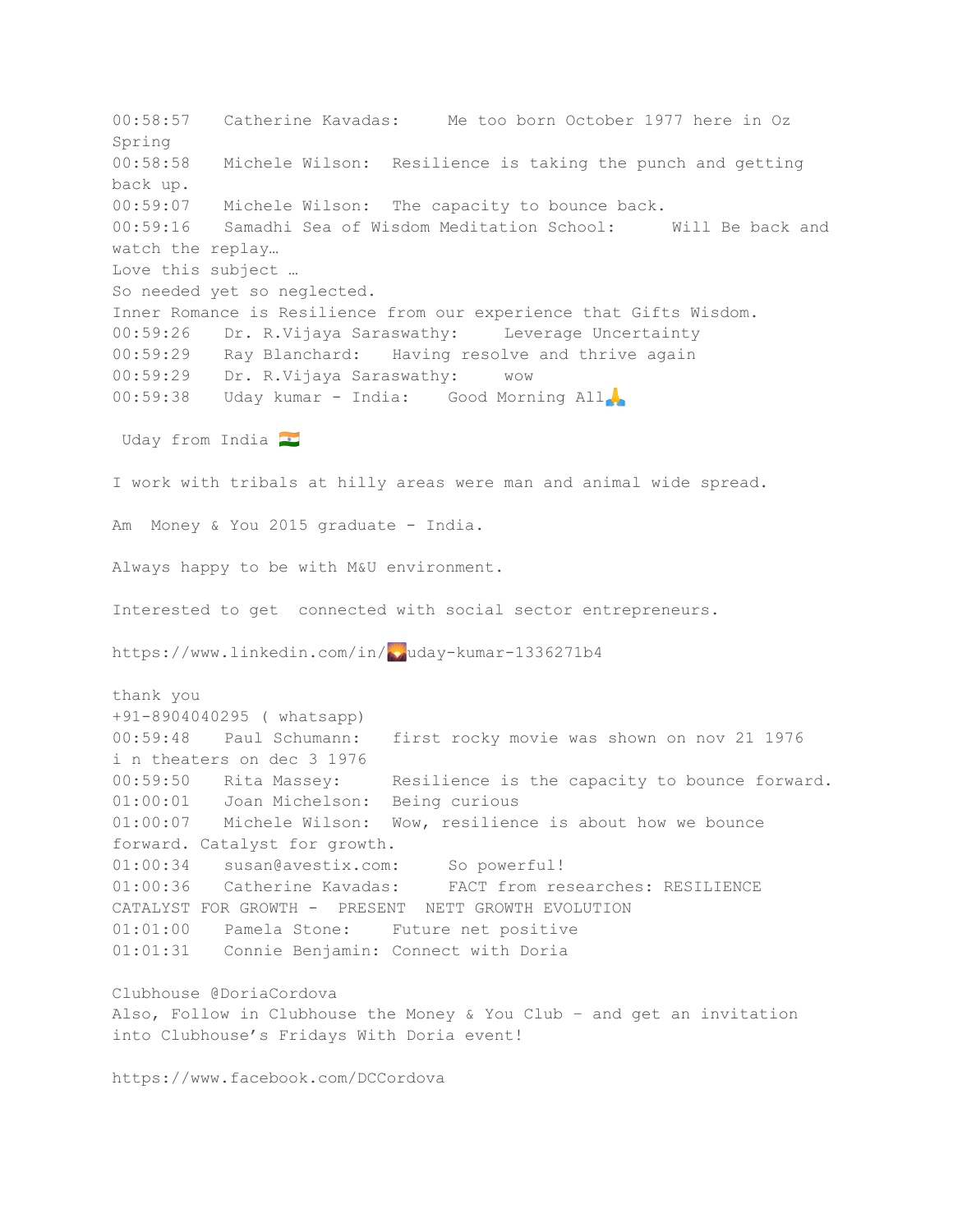00:58:57 Catherine Kavadas: Me too born October 1977 here in Oz Spring
00:58:58 Michele Wilson: Resilience is taking the punch and getting back up.
00:59:07 Michele Wilson: The capacity to bounce back.
00:59:16 Samadhi Sea of Wisdom Meditation School: Will Be back and watch the replay…
Love this subject …
So needed yet so neglected.
Inner Romance is Resilience from our experience that Gifts Wisdom.
00:59:26 Dr. R.Vijaya Saraswathy: Leverage Uncertainty
00:59:29 Ray Blanchard: Having resolve and thrive again
00:59:29 Dr. R.Vijaya Saraswathy: wow
00:59:38 Uday kumar - India: Good Morning All🙏

Uday from India 🇮🇳

I work with tribals at hilly areas were man and animal wide spread.

Am Money & You 2015 graduate - India.

Always happy to be with M&U environment.

Interested to get connected with social sector entrepreneurs.

https://www.linkedin.com/in/🌄uday-kumar-1336271b4

thank you
+91-8904040295 ( whatsapp)
00:59:48 Paul Schumann: first rocky movie was shown on nov 21 1976 i n theaters on dec 3 1976
00:59:50 Rita Massey: Resilience is the capacity to bounce forward.
01:00:01 Joan Michelson: Being curious
01:00:07 Michele Wilson: Wow, resilience is about how we bounce forward. Catalyst for growth.
01:00:34 susan@avestix.com: So powerful!
01:00:36 Catherine Kavadas: FACT from researches: RESILIENCE CATALYST FOR GROWTH - PRESENT NETT GROWTH EVOLUTION
01:01:00 Pamela Stone: Future net positive
01:01:31 Connie Benjamin: Connect with Doria

Clubhouse @DoriaCordova
Also, Follow in Clubhouse the Money & You Club - and get an invitation into Clubhouse's Fridays With Doria event!

https://www.facebook.com/DCCordova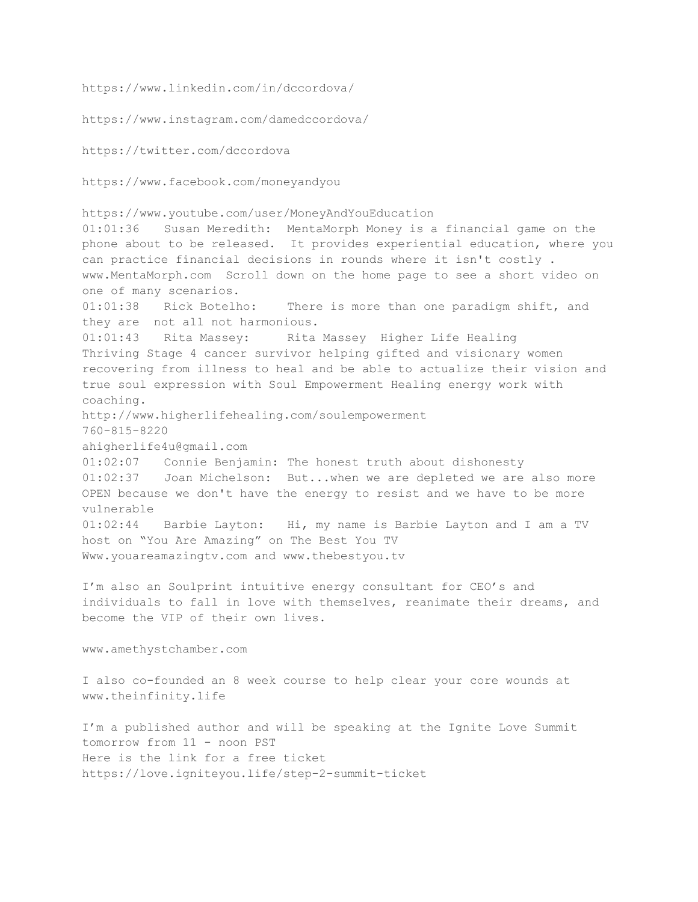https://www.linkedin.com/in/dccordova/

https://www.instagram.com/damedccordova/

https://twitter.com/dccordova

https://www.facebook.com/moneyandyou

https://www.youtube.com/user/MoneyAndYouEducation
01:01:36 Susan Meredith: MentaMorph Money is a financial game on the phone about to be released. It provides experiential education, where you can practice financial decisions in rounds where it isn't costly . www.MentaMorph.com Scroll down on the home page to see a short video on one of many scenarios.
01:01:38 Rick Botelho: There is more than one paradigm shift, and they are not all not harmonious.
01:01:43 Rita Massey: Rita Massey Higher Life Healing
Thriving Stage 4 cancer survivor helping gifted and visionary women recovering from illness to heal and be able to actualize their vision and true soul expression with Soul Empowerment Healing energy work with coaching.
http://www.higherlifehealing.com/soulempowerment
760-815-8220
ahigherlife4u@gmail.com
01:02:07 Connie Benjamin: The honest truth about dishonesty
01:02:37 Joan Michelson: But...when we are depleted we are also more OPEN because we don't have the energy to resist and we have to be more vulnerable
01:02:44 Barbie Layton: Hi, my name is Barbie Layton and I am a TV host on "You Are Amazing" on The Best You TV
Www.youareamazingtv.com and www.thebestyou.tv

I'm also an Soulprint intuitive energy consultant for CEO's and individuals to fall in love with themselves, reanimate their dreams, and become the VIP of their own lives.

www.amethystchamber.com

I also co-founded an 8 week course to help clear your core wounds at www.theinfinity.life

I'm a published author and will be speaking at the Ignite Love Summit tomorrow from 11 - noon PST
Here is the link for a free ticket
https://love.igniteyou.life/step-2-summit-ticket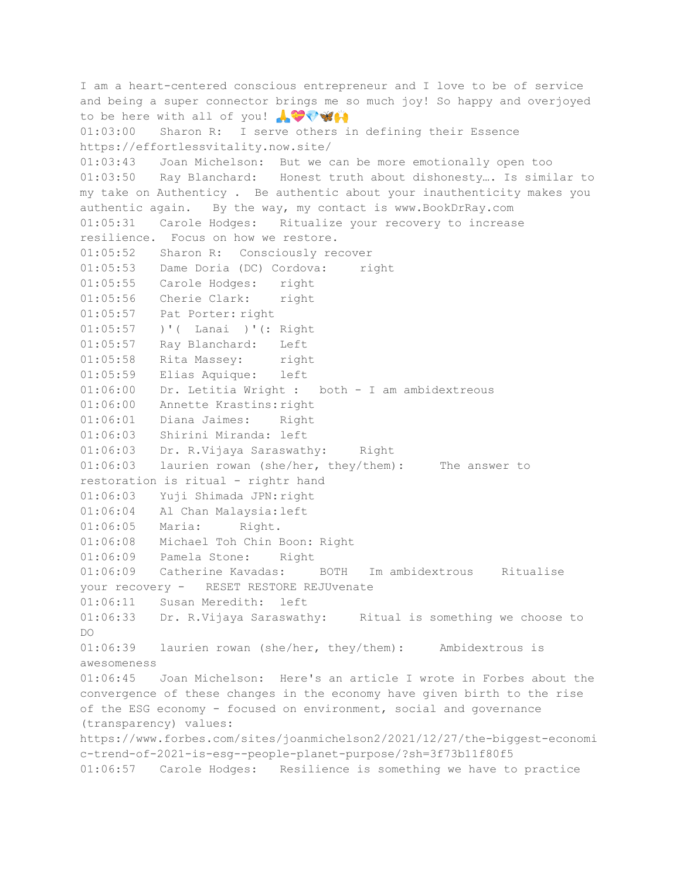I am a heart-centered conscious entrepreneur and I love to be of service and being a super connector brings me so much joy! So happy and overjoyed to be here with all of you! 🙏💝💎🦋🙌

01:03:00 Sharon R: I serve others in defining their Essence https://effortlessvitality.now.site/

01:03:43 Joan Michelson: But we can be more emotionally open too

01:03:50 Ray Blanchard: Honest truth about dishonesty…. Is similar to my take on Authenticity . Be authentic about your inauthenticity makes you authentic again. By the way, my contact is www.BookDrRay.com

01:05:31 Carole Hodges: Ritualize your recovery to increase resilience. Focus on how we restore.

01:05:52 Sharon R: Consciously recover

01:05:53 Dame Doria (DC) Cordova: right

01:05:55 Carole Hodges: right

01:05:56 Cherie Clark: right

01:05:57 Pat Porter: right

01:05:57 )'( Lanai )'(: Right

01:05:57 Ray Blanchard: Left

01:05:58 Rita Massey: right

01:05:59 Elias Aquique: left

01:06:00 Dr. Letitia Wright : both - I am ambidextreous

01:06:00 Annette Krastins: right

01:06:01 Diana Jaimes: Right

01:06:03 Shirini Miranda: left

01:06:03 Dr. R.Vijaya Saraswathy: Right

01:06:03 laurien rowan (she/her, they/them): The answer to restoration is ritual - rightr hand

01:06:03 Yuji Shimada JPN: right

01:06:04 Al Chan Malaysia: left

01:06:05 Maria: Right.

01:06:08 Michael Toh Chin Boon: Right

01:06:09 Pamela Stone: Right

01:06:09 Catherine Kavadas: BOTH Im ambidextrous Ritualise your recovery - RESET RESTORE REJUvenate

01:06:11 Susan Meredith: left

01:06:33 Dr. R.Vijaya Saraswathy: Ritual is something we choose to DO

01:06:39 laurien rowan (she/her, they/them): Ambidextrous is awesomeness

01:06:45 Joan Michelson: Here's an article I wrote in Forbes about the convergence of these changes in the economy have given birth to the rise of the ESG economy - focused on environment, social and governance (transparency) values: https://www.forbes.com/sites/joanmichelson2/2021/12/27/the-biggest-economic-trend-of-2021-is-esg--people-planet-purpose/?sh=3f73b11f80f5

01:06:57 Carole Hodges: Resilience is something we have to practice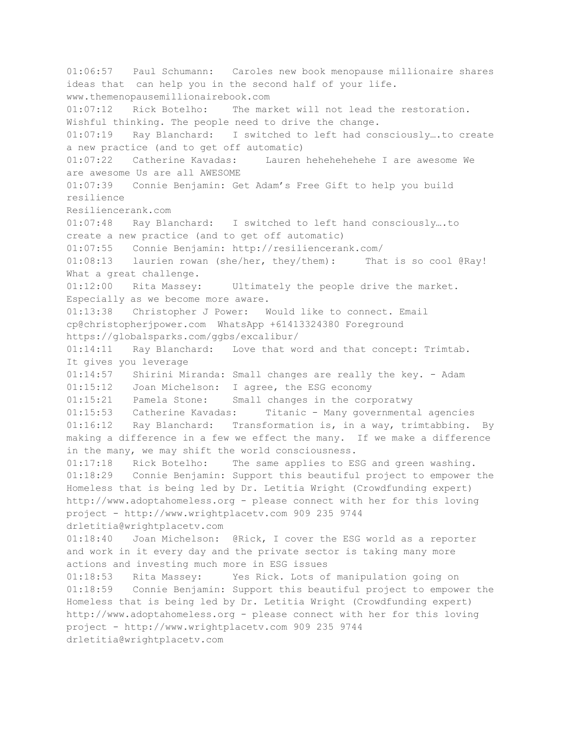01:06:57 Paul Schumann: Caroles new book menopause millionaire shares ideas that can help you in the second half of your life. www.themenopausemillionairebook.com

01:07:12 Rick Botelho: The market will not lead the restoration. Wishful thinking. The people need to drive the change.

01:07:19 Ray Blanchard: I switched to left had consciously….to create a new practice (and to get off automatic)

01:07:22 Catherine Kavadas: Lauren hehehehehehe I are awesome We are awesome Us are all AWESOME

01:07:39 Connie Benjamin: Get Adam's Free Gift to help you build resilience
Resiliencerank.com

01:07:48 Ray Blanchard: I switched to left hand consciously….to create a new practice (and to get off automatic)

01:07:55 Connie Benjamin: http://resiliencerank.com/

01:08:13 laurien rowan (she/her, they/them): That is so cool @Ray! What a great challenge.

01:12:00 Rita Massey: Ultimately the people drive the market. Especially as we become more aware.

01:13:38 Christopher J Power: Would like to connect. Email cp@christopherjpower.com WhatsApp +61413324380 Foreground https://globalsparks.com/ggbs/excalibur/

01:14:11 Ray Blanchard: Love that word and that concept: Trimtab. It gives you leverage

01:14:57 Shirini Miranda: Small changes are really the key. - Adam

01:15:12 Joan Michelson: I agree, the ESG economy

01:15:21 Pamela Stone: Small changes in the corporatwy

01:15:53 Catherine Kavadas: Titanic - Many governmental agencies

01:16:12 Ray Blanchard: Transformation is, in a way, trimtabbing. By making a difference in a few we effect the many. If we make a difference in the many, we may shift the world consciousness.

01:17:18 Rick Botelho: The same applies to ESG and green washing.

01:18:29 Connie Benjamin: Support this beautiful project to empower the Homeless that is being led by Dr. Letitia Wright (Crowdfunding expert) http://www.adoptahomeless.org - please connect with her for this loving project - http://www.wrightplacetv.com 909 235 9744 drletitia@wrightplacetv.com

01:18:40 Joan Michelson: @Rick, I cover the ESG world as a reporter and work in it every day and the private sector is taking many more actions and investing much more in ESG issues

01:18:53 Rita Massey: Yes Rick. Lots of manipulation going on

01:18:59 Connie Benjamin: Support this beautiful project to empower the Homeless that is being led by Dr. Letitia Wright (Crowdfunding expert) http://www.adoptahomeless.org - please connect with her for this loving project - http://www.wrightplacetv.com 909 235 9744 drletitia@wrightplacetv.com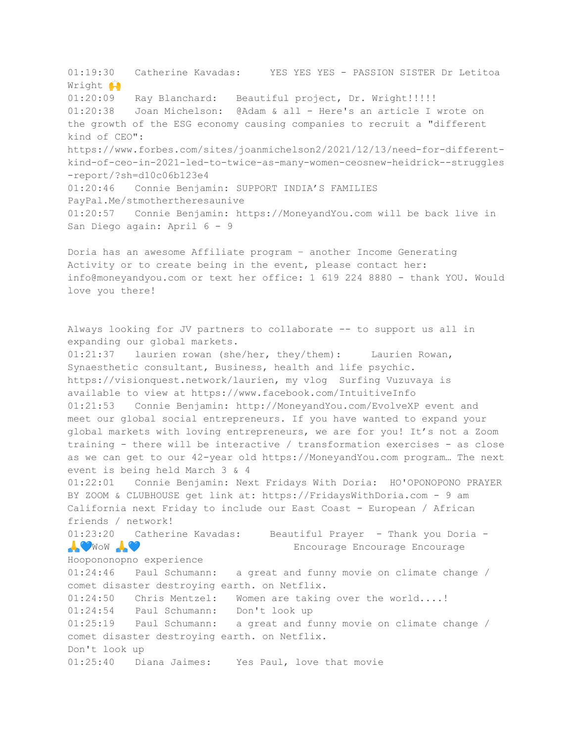01:19:30	Catherine Kavadas:	YES YES YES - PASSION SISTER Dr Letitoa Wright 🙌
01:20:09	Ray Blanchard:	Beautiful project, Dr. Wright!!!!!
01:20:38	Joan Michelson:	@Adam & all - Here's an article I wrote on the growth of the ESG economy causing companies to recruit a "different kind of CEO": https://www.forbes.com/sites/joanmichelson2/2021/12/13/need-for-different-kind-of-ceo-in-2021-led-to-twice-as-many-women-ceosnew-heidrick--struggles-report/?sh=d10c06b123e4
01:20:46	Connie Benjamin: SUPPORT INDIA'S FAMILIES PayPal.Me/stmothertheresaunive
01:20:57	Connie Benjamin: https://MoneyandYou.com will be back live in San Diego again: April 6 - 9

Doria has an awesome Affiliate program – another Income Generating Activity or to create being in the event, please contact her: info@moneyandyou.com or text her office: 1 619 224 8880 - thank YOU. Would love you there!

Always looking for JV partners to collaborate -- to support us all in expanding our global markets.
01:21:37	laurien rowan (she/her, they/them):	Laurien Rowan, Synaesthetic consultant, Business, health and life psychic. https://visionquest.network/laurien, my vlog Surfing Vuzuvaya is available to view at https://www.facebook.com/IntuitiveInfo
01:21:53	Connie Benjamin: http://MoneyandYou.com/EvolveXP event and meet our global social entrepreneurs. If you have wanted to expand your global markets with loving entrepreneurs, we are for you! It's not a Zoom training - there will be interactive / transformation exercises - as close as we can get to our 42-year old https://MoneyandYou.com program… The next event is being held March 3 & 4
01:22:01	Connie Benjamin: Next Fridays With Doria: HO'OPONOPONO PRAYER BY ZOOM & CLUBHOUSE get link at: https://FridaysWithDoria.com - 9 am California next Friday to include our East Coast - European / African friends / network!
01:23:20	Catherine Kavadas:	Beautiful Prayer - Thank you Doria - 🙏💙WoW 🙏💙	Encourage Encourage Encourage Hoopononopno experience
01:24:46	Paul Schumann:	a great and funny movie on climate change / comet disaster destroying earth. on Netflix.
01:24:50	Chris Mentzel:	Women are taking over the world....!
01:24:54	Paul Schumann:	Don't look up
01:25:19	Paul Schumann:	a great and funny movie on climate change / comet disaster destroying earth. on Netflix.
Don't look up
01:25:40	Diana Jaimes:	Yes Paul, love that movie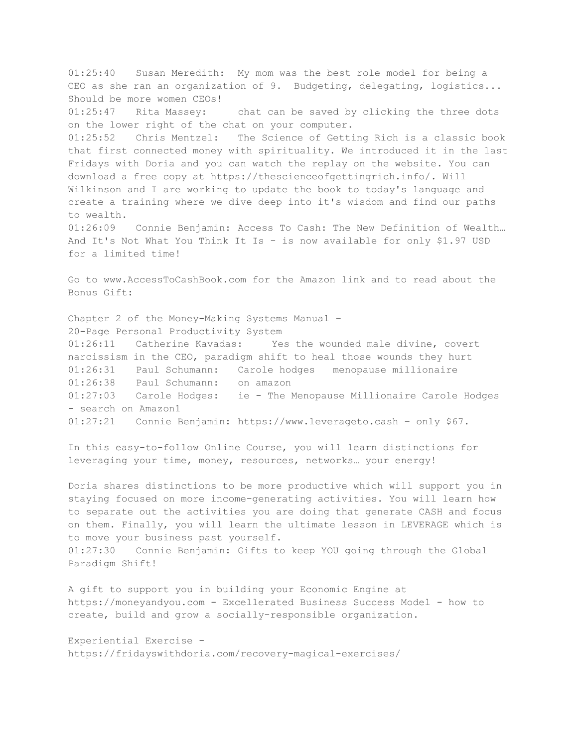01:25:40 Susan Meredith: My mom was the best role model for being a CEO as she ran an organization of 9. Budgeting, delegating, logistics... Should be more women CEOs!
01:25:47 Rita Massey: chat can be saved by clicking the three dots on the lower right of the chat on your computer.
01:25:52 Chris Mentzel: The Science of Getting Rich is a classic book that first connected money with spirituality. We introduced it in the last Fridays with Doria and you can watch the replay on the website. You can download a free copy at https://thescienceofgettingrich.info/. Will Wilkinson and I are working to update the book to today's language and create a training where we dive deep into it's wisdom and find our paths to wealth.
01:26:09 Connie Benjamin: Access To Cash: The New Definition of Wealth… And It's Not What You Think It Is - is now available for only $1.97 USD for a limited time!

Go to www.AccessToCashBook.com for the Amazon link and to read about the Bonus Gift:

Chapter 2 of the Money-Making Systems Manual –
20-Page Personal Productivity System
01:26:11 Catherine Kavadas: Yes the wounded male divine, covert narcissism in the CEO, paradigm shift to heal those wounds they hurt
01:26:31 Paul Schumann: Carole hodges menopause millionaire
01:26:38 Paul Schumann: on amazon
01:27:03 Carole Hodges: ie - The Menopause Millionaire Carole Hodges - search on Amazon1
01:27:21 Connie Benjamin: https://www.leverageto.cash – only $67.

In this easy-to-follow Online Course, you will learn distinctions for leveraging your time, money, resources, networks… your energy!

Doria shares distinctions to be more productive which will support you in staying focused on more income-generating activities. You will learn how to separate out the activities you are doing that generate CASH and focus on them. Finally, you will learn the ultimate lesson in LEVERAGE which is to move your business past yourself.
01:27:30 Connie Benjamin: Gifts to keep YOU going through the Global Paradigm Shift!

A gift to support you in building your Economic Engine at https://moneyandyou.com - Excellerated Business Success Model - how to create, build and grow a socially-responsible organization.

Experiential Exercise -
https://fridayswithdoria.com/recovery-magical-exercises/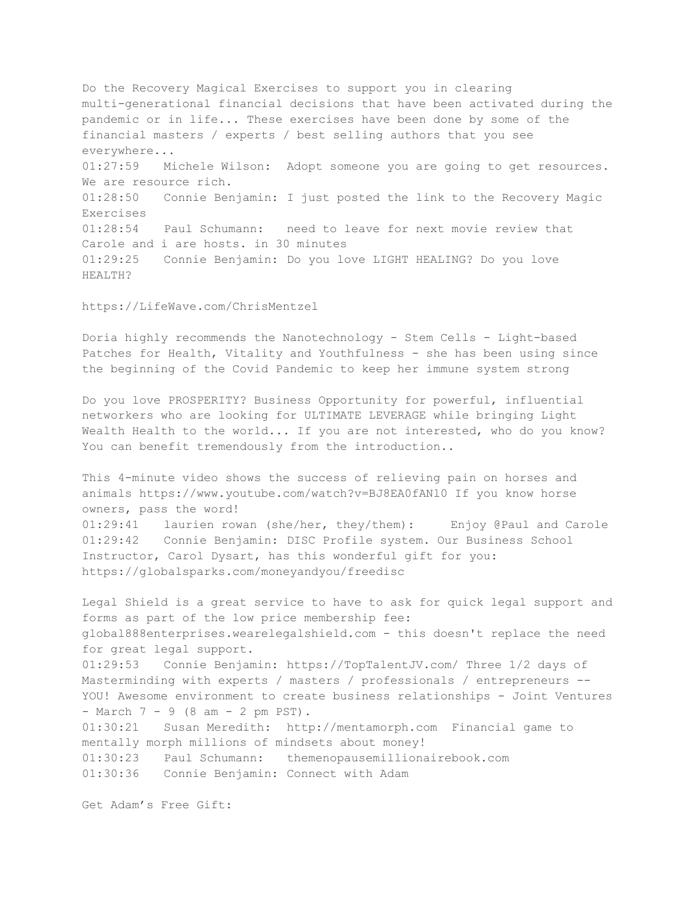Do the Recovery Magical Exercises to support you in clearing multi-generational financial decisions that have been activated during the pandemic or in life... These exercises have been done by some of the financial masters / experts / best selling authors that you see everywhere...

01:27:59 Michele Wilson: Adopt someone you are going to get resources. We are resource rich.

01:28:50 Connie Benjamin: I just posted the link to the Recovery Magic Exercises

01:28:54 Paul Schumann: need to leave for next movie review that Carole and i are hosts. in 30 minutes

01:29:25 Connie Benjamin: Do you love LIGHT HEALING? Do you love HEALTH?

https://LifeWave.com/ChrisMentzel

Doria highly recommends the Nanotechnology - Stem Cells - Light-based Patches for Health, Vitality and Youthfulness - she has been using since the beginning of the Covid Pandemic to keep her immune system strong

Do you love PROSPERITY? Business Opportunity for powerful, influential networkers who are looking for ULTIMATE LEVERAGE while bringing Light Wealth Health to the world... If you are not interested, who do you know? You can benefit tremendously from the introduction..

This 4-minute video shows the success of relieving pain on horses and animals https://www.youtube.com/watch?v=BJ8EA0fANl0 If you know horse owners, pass the word!

01:29:41 laurien rowan (she/her, they/them): Enjoy @Paul and Carole

01:29:42 Connie Benjamin: DISC Profile system. Our Business School Instructor, Carol Dysart, has this wonderful gift for you: https://globalsparks.com/moneyandyou/freedisc

Legal Shield is a great service to have to ask for quick legal support and forms as part of the low price membership fee: global888enterprises.wearelegalshield.com - this doesn't replace the need for great legal support.

01:29:53 Connie Benjamin: https://TopTalentJV.com/ Three 1/2 days of Masterminding with experts / masters / professionals / entrepreneurs -- YOU! Awesome environment to create business relationships - Joint Ventures - March 7 - 9 (8 am - 2 pm PST).

01:30:21 Susan Meredith: http://mentamorph.com Financial game to mentally morph millions of mindsets about money!

01:30:23 Paul Schumann: themenopausemillionairebook.com

01:30:36 Connie Benjamin: Connect with Adam

Get Adam's Free Gift: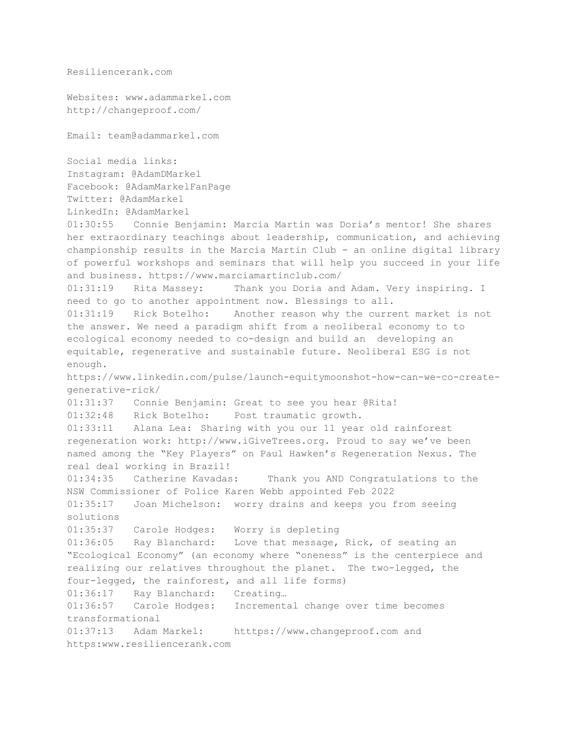Resiliencerank.com

Websites: www.adammarkel.com
http://changeproof.com/

Email: team@adammarkel.com

Social media links:
Instagram: @AdamDMarkel
Facebook: @AdamMarkelFanPage
Twitter: @AdamMarkel
LinkedIn: @AdamMarkel

01:30:55 Connie Benjamin: Marcia Martin was Doria's mentor! She shares her extraordinary teachings about leadership, communication, and achieving championship results in the Marcia Martin Club - an online digital library of powerful workshops and seminars that will help you succeed in your life and business. https://www.marciamartinclub.com/

01:31:19 Rita Massey: Thank you Doria and Adam. Very inspiring. I need to go to another appointment now. Blessings to all.

01:31:19 Rick Botelho: Another reason why the current market is not the answer. We need a paradigm shift from a neoliberal economy to to ecological economy needed to co-design and build an developing an equitable, regenerative and sustainable future. Neoliberal ESG is not enough.
https://www.linkedin.com/pulse/launch-equitymoonshot-how-can-we-co-create-generative-rick/

01:31:37 Connie Benjamin: Great to see you hear @Rita!

01:32:48 Rick Botelho: Post traumatic growth.

01:33:11 Alana Lea: Sharing with you our 11 year old rainforest regeneration work: http://www.iGiveTrees.org. Proud to say we've been named among the "Key Players" on Paul Hawken's Regeneration Nexus. The real deal working in Brazil!

01:34:35 Catherine Kavadas: Thank you AND Congratulations to the NSW Commissioner of Police Karen Webb appointed Feb 2022

01:35:17 Joan Michelson: worry drains and keeps you from seeing solutions

01:35:37 Carole Hodges: Worry is depleting

01:36:05 Ray Blanchard: Love that message, Rick, of seating an "Ecological Economy" (an economy where "oneness" is the centerpiece and realizing our relatives throughout the planet. The two-legged, the four-legged, the rainforest, and all life forms)

01:36:17 Ray Blanchard: Creating…

01:36:57 Carole Hodges: Incremental change over time becomes transformational

01:37:13 Adam Markel: htttps://www.changeproof.com and https:www.resiliencerank.com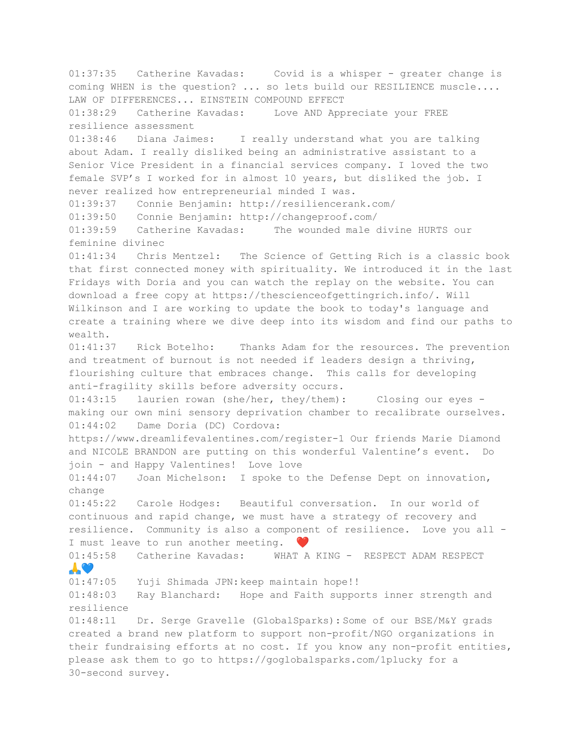01:37:35 Catherine Kavadas: Covid is a whisper - greater change is coming WHEN is the question? ... so lets build our RESILIENCE muscle.... LAW OF DIFFERENCES... EINSTEIN COMPOUND EFFECT
01:38:29 Catherine Kavadas: Love AND Appreciate your FREE resilience assessment
01:38:46 Diana Jaimes: I really understand what you are talking about Adam. I really disliked being an administrative assistant to a Senior Vice President in a financial services company. I loved the two female SVP's I worked for in almost 10 years, but disliked the job. I never realized how entrepreneurial minded I was.
01:39:37 Connie Benjamin: http://resiliencerank.com/
01:39:50 Connie Benjamin: http://changeproof.com/
01:39:59 Catherine Kavadas: The wounded male divine HURTS our feminine divinec
01:41:34 Chris Mentzel: The Science of Getting Rich is a classic book that first connected money with spirituality. We introduced it in the last Fridays with Doria and you can watch the replay on the website. You can download a free copy at https://thescienceofgettingrich.info/. Will Wilkinson and I are working to update the book to today's language and create a training where we dive deep into its wisdom and find our paths to wealth.
01:41:37 Rick Botelho: Thanks Adam for the resources. The prevention and treatment of burnout is not needed if leaders design a thriving, flourishing culture that embraces change. This calls for developing anti-fragility skills before adversity occurs.
01:43:15 laurien rowan (she/her, they/them): Closing our eyes - making our own mini sensory deprivation chamber to recalibrate ourselves.
01:44:02 Dame Doria (DC) Cordova: https://www.dreamlifevalentines.com/register-1 Our friends Marie Diamond and NICOLE BRANDON are putting on this wonderful Valentine's event. Do join - and Happy Valentines! Love love
01:44:07 Joan Michelson: I spoke to the Defense Dept on innovation, change
01:45:22 Carole Hodges: Beautiful conversation. In our world of continuous and rapid change, we must have a strategy of recovery and resilience. Community is also a component of resilience. Love you all - I must leave to run another meeting. ❤️
01:45:58 Catherine Kavadas: WHAT A KING - RESPECT ADAM RESPECT 🙏💙
01:47:05 Yuji Shimada JPN: keep maintain hope!!
01:48:03 Ray Blanchard: Hope and Faith supports inner strength and resilience
01:48:11 Dr. Serge Gravelle (GlobalSparks): Some of our BSE/M&Y grads created a brand new platform to support non-profit/NGO organizations in their fundraising efforts at no cost. If you know any non-profit entities, please ask them to go to https://goglobalsparks.com/1plucky for a 30-second survey.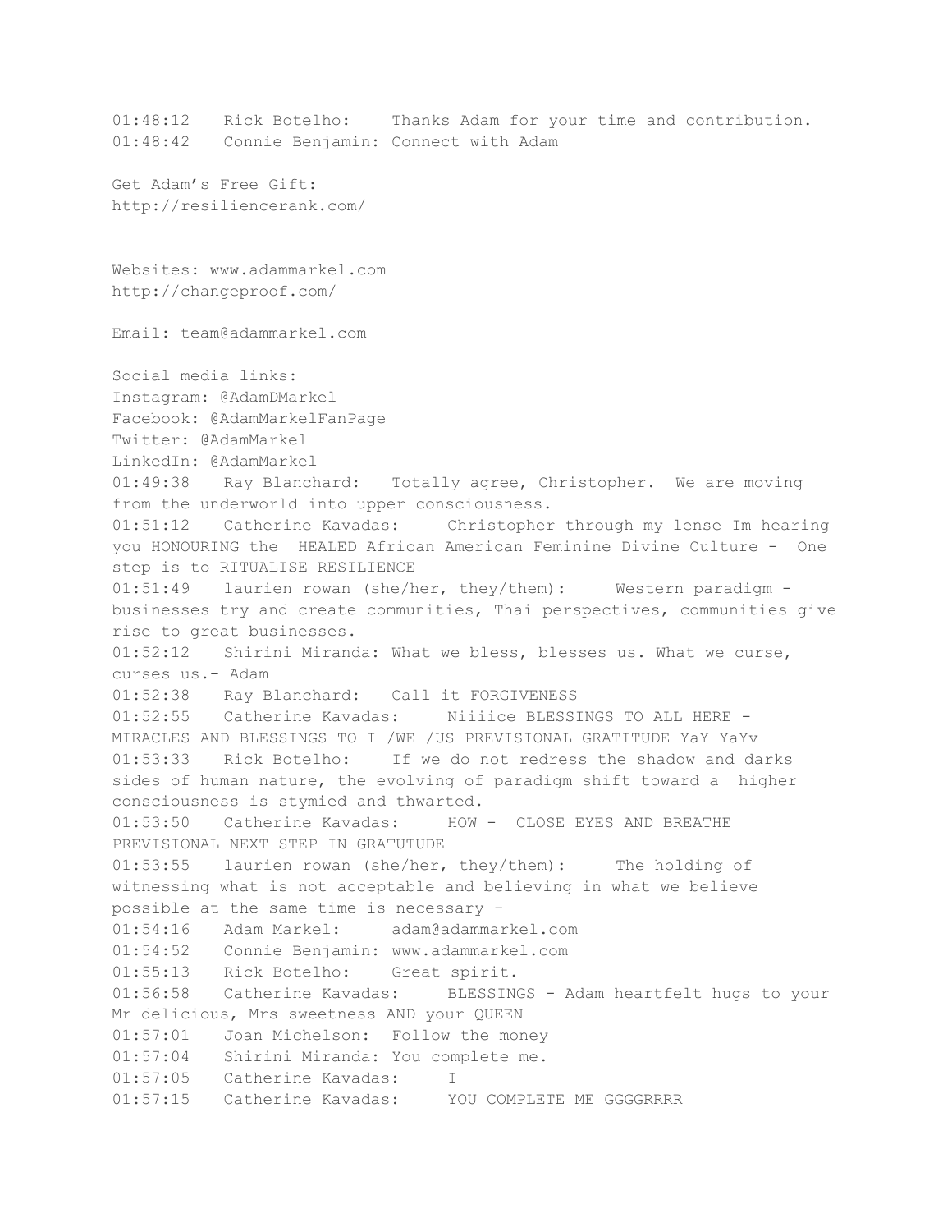01:48:12 Rick Botelho: Thanks Adam for your time and contribution.
01:48:42 Connie Benjamin: Connect with Adam

Get Adam's Free Gift:
http://resiliencerank.com/

Websites: www.adammarkel.com
http://changeproof.com/

Email: team@adammarkel.com

Social media links:
Instagram: @AdamDMarkel
Facebook: @AdamMarkelFanPage
Twitter: @AdamMarkel
LinkedIn: @AdamMarkel
01:49:38 Ray Blanchard: Totally agree, Christopher. We are moving from the underworld into upper consciousness.
01:51:12 Catherine Kavadas: Christopher through my lense Im hearing you HONOURING the HEALED African American Feminine Divine Culture - One step is to RITUALISE RESILIENCE
01:51:49 laurien rowan (she/her, they/them): Western paradigm - businesses try and create communities, Thai perspectives, communities give rise to great businesses.
01:52:12 Shirini Miranda: What we bless, blesses us. What we curse, curses us.- Adam
01:52:38 Ray Blanchard: Call it FORGIVENESS
01:52:55 Catherine Kavadas: Niiiice BLESSINGS TO ALL HERE - MIRACLES AND BLESSINGS TO I /WE /US PREVISIONAL GRATITUDE YaY YaYv
01:53:33 Rick Botelho: If we do not redress the shadow and darks sides of human nature, the evolving of paradigm shift toward a higher consciousness is stymied and thwarted.
01:53:50 Catherine Kavadas: HOW - CLOSE EYES AND BREATHE PREVISIONAL NEXT STEP IN GRATUTUDE
01:53:55 laurien rowan (she/her, they/them): The holding of witnessing what is not acceptable and believing in what we believe possible at the same time is necessary -
01:54:16 Adam Markel: adam@adammarkel.com
01:54:52 Connie Benjamin: www.adammarkel.com
01:55:13 Rick Botelho: Great spirit.
01:56:58 Catherine Kavadas: BLESSINGS - Adam heartfelt hugs to your Mr delicious, Mrs sweetness AND your QUEEN
01:57:01 Joan Michelson: Follow the money
01:57:04 Shirini Miranda: You complete me.
01:57:05 Catherine Kavadas: I
01:57:15 Catherine Kavadas: YOU COMPLETE ME GGGGRRRR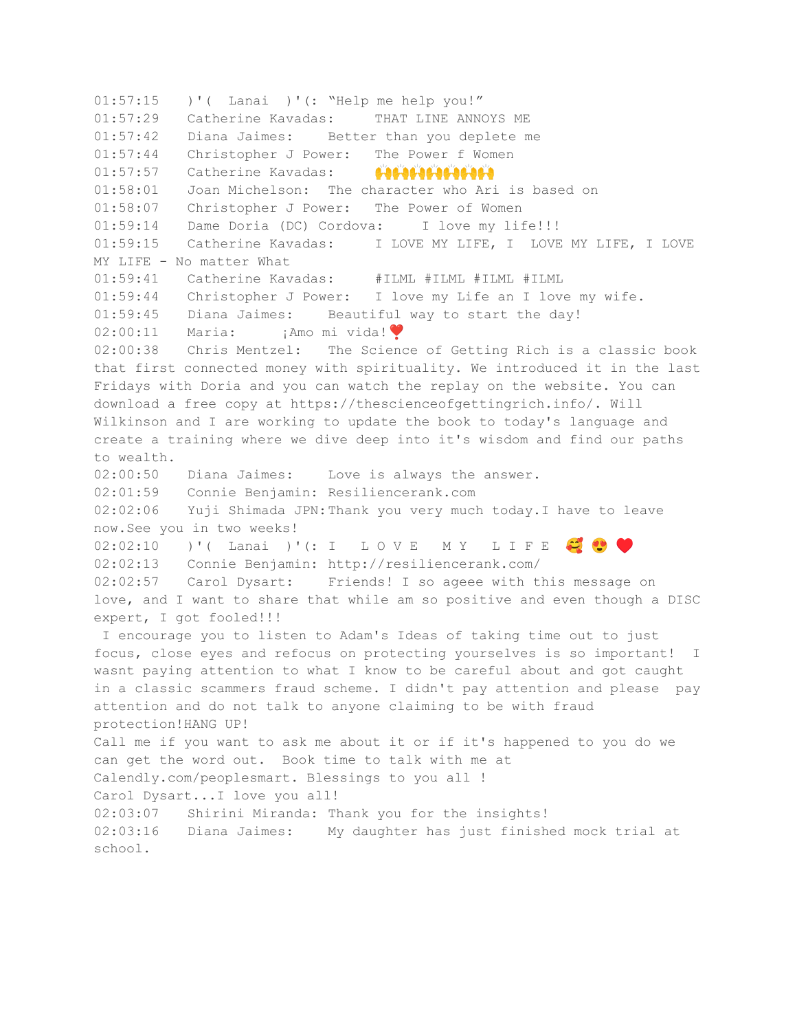01:57:15 )'( Lanai )'(: "Help me help you!"
01:57:29 Catherine Kavadas: THAT LINE ANNOYS ME
01:57:42 Diana Jaimes: Better than you deplete me
01:57:44 Christopher J Power: The Power f Women
01:57:57 Catherine Kavadas: 🙌🙌🙌🙌🙌🙌🙌🙌
01:58:01 Joan Michelson: The character who Ari is based on
01:58:07 Christopher J Power: The Power of Women
01:59:14 Dame Doria (DC) Cordova: I love my life!!!
01:59:15 Catherine Kavadas: I LOVE MY LIFE, I LOVE MY LIFE, I LOVE MY LIFE - No matter What
01:59:41 Catherine Kavadas: #ILML #ILML #ILML #ILML
01:59:44 Christopher J Power: I love my Life an I love my wife.
01:59:45 Diana Jaimes: Beautiful way to start the day!
02:00:11 Maria: ¡Amo mi vida!❣️
02:00:38 Chris Mentzel: The Science of Getting Rich is a classic book that first connected money with spirituality. We introduced it in the last Fridays with Doria and you can watch the replay on the website. You can download a free copy at https://thescienceofgettingrich.info/. Will Wilkinson and I are working to update the book to today's language and create a training where we dive deep into it's wisdom and find our paths to wealth.
02:00:50 Diana Jaimes: Love is always the answer.
02:01:59 Connie Benjamin: Resiliencerank.com
02:02:06 Yuji Shimada JPN:Thank you very much today.I have to leave now.See you in two weeks!
02:02:10 )'( Lanai )'(: I L O V E M Y L I F E 🥰 😍 ❤️
02:02:13 Connie Benjamin: http://resiliencerank.com/
02:02:57 Carol Dysart: Friends! I so ageee with this message on love, and I want to share that while am so positive and even though a DISC expert, I got fooled!!!
I encourage you to listen to Adam's Ideas of taking time out to just focus, close eyes and refocus on protecting yourselves is so important! I wasnt paying attention to what I know to be careful about and got caught in a classic scammers fraud scheme. I didn't pay attention and please pay attention and do not talk to anyone claiming to be with fraud protection!HANG UP!
Call me if you want to ask me about it or if it's happened to you do we can get the word out. Book time to talk with me at Calendly.com/peoplesmart. Blessings to you all !
Carol Dysart...I love you all!
02:03:07 Shirini Miranda: Thank you for the insights!
02:03:16 Diana Jaimes: My daughter has just finished mock trial at school.